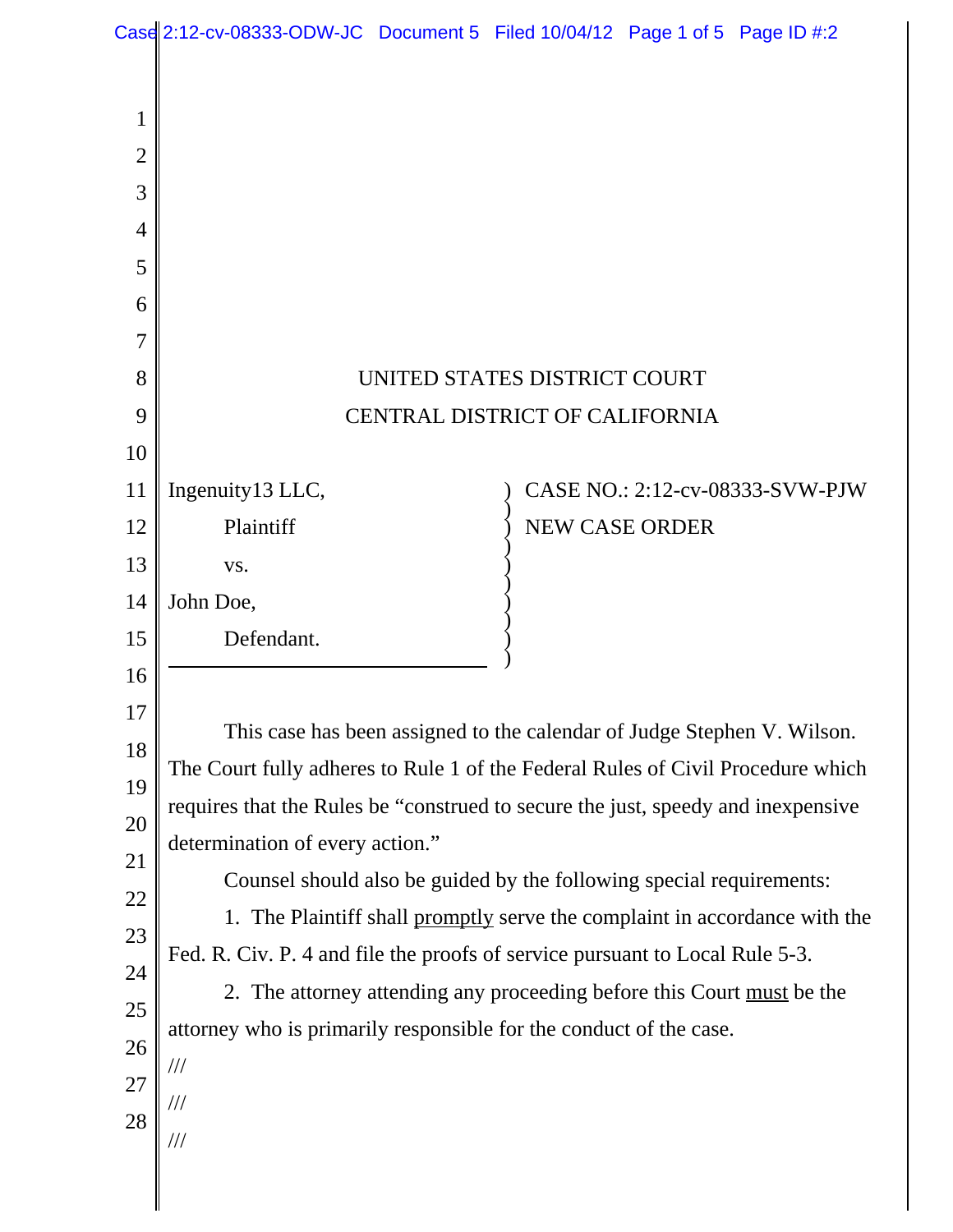UNITED STATES DISTRICT COURT

CENTRAL DISTRICT OF CALIFORNIA

| | |
|---|---|
| Ingenuity13 LLC,<br>Plaintiff<br>vs.<br>John Doe,<br>Defendant. | CASE NO.: 2:12-cv-08333-SVW-PJW<br>NEW CASE ORDER |

This case has been assigned to the calendar of Judge Stephen V. Wilson. The Court fully adheres to Rule 1 of the Federal Rules of Civil Procedure which requires that the Rules be "construed to secure the just, speedy and inexpensive determination of every action."

Counsel should also be guided by the following special requirements:

1. The Plaintiff shall promptly serve the complaint in accordance with the Fed. R. Civ. P. 4 and file the proofs of service pursuant to Local Rule 5-3.

2. The attorney attending any proceeding before this Court must be the attorney who is primarily responsible for the conduct of the case.

///

///

///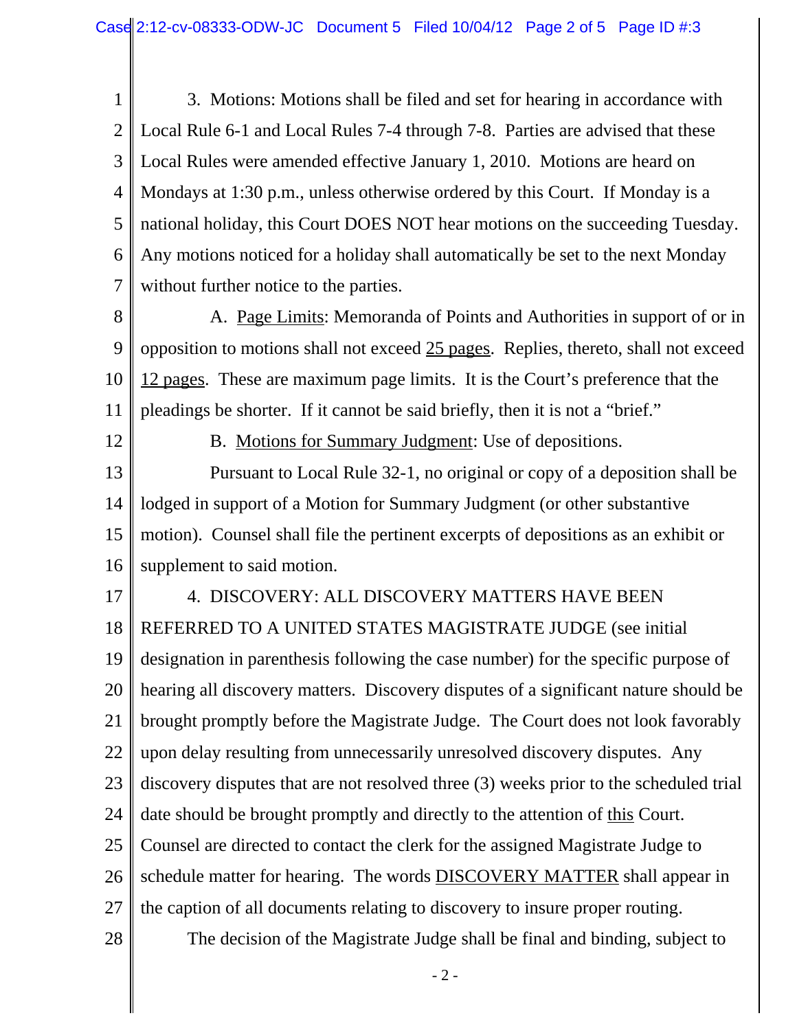3. Motions: Motions shall be filed and set for hearing in accordance with Local Rule 6-1 and Local Rules 7-4 through 7-8. Parties are advised that these Local Rules were amended effective January 1, 2010. Motions are heard on Mondays at 1:30 p.m., unless otherwise ordered by this Court. If Monday is a national holiday, this Court DOES NOT hear motions on the succeeding Tuesday. Any motions noticed for a holiday shall automatically be set to the next Monday without further notice to the parties.

A. Page Limits: Memoranda of Points and Authorities in support of or in opposition to motions shall not exceed 25 pages. Replies, thereto, shall not exceed 12 pages. These are maximum page limits. It is the Court's preference that the pleadings be shorter. If it cannot be said briefly, then it is not a "brief."

B. Motions for Summary Judgment: Use of depositions.

Pursuant to Local Rule 32-1, no original or copy of a deposition shall be lodged in support of a Motion for Summary Judgment (or other substantive motion). Counsel shall file the pertinent excerpts of depositions as an exhibit or supplement to said motion.

4. DISCOVERY: ALL DISCOVERY MATTERS HAVE BEEN REFERRED TO A UNITED STATES MAGISTRATE JUDGE (see initial designation in parenthesis following the case number) for the specific purpose of hearing all discovery matters. Discovery disputes of a significant nature should be brought promptly before the Magistrate Judge. The Court does not look favorably upon delay resulting from unnecessarily unresolved discovery disputes. Any discovery disputes that are not resolved three (3) weeks prior to the scheduled trial date should be brought promptly and directly to the attention of this Court. Counsel are directed to contact the clerk for the assigned Magistrate Judge to schedule matter for hearing. The words DISCOVERY MATTER shall appear in the caption of all documents relating to discovery to insure proper routing.

The decision of the Magistrate Judge shall be final and binding, subject to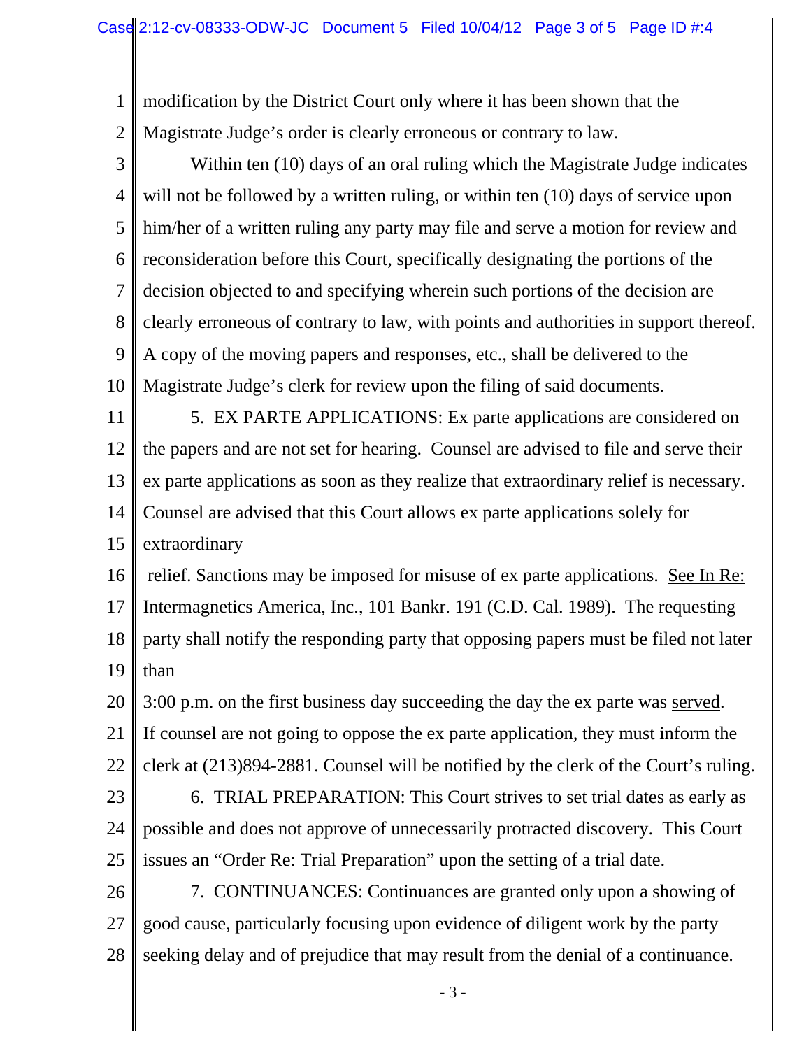modification by the District Court only where it has been shown that the Magistrate Judge's order is clearly erroneous or contrary to law.

Within ten (10) days of an oral ruling which the Magistrate Judge indicates will not be followed by a written ruling, or within ten (10) days of service upon him/her of a written ruling any party may file and serve a motion for review and reconsideration before this Court, specifically designating the portions of the decision objected to and specifying wherein such portions of the decision are clearly erroneous of contrary to law, with points and authorities in support thereof. A copy of the moving papers and responses, etc., shall be delivered to the Magistrate Judge's clerk for review upon the filing of said documents.

5. EX PARTE APPLICATIONS: Ex parte applications are considered on the papers and are not set for hearing. Counsel are advised to file and serve their ex parte applications as soon as they realize that extraordinary relief is necessary. Counsel are advised that this Court allows ex parte applications solely for extraordinary relief. Sanctions may be imposed for misuse of ex parte applications. See In Re: Intermagnetics America, Inc., 101 Bankr. 191 (C.D. Cal. 1989). The requesting party shall notify the responding party that opposing papers must be filed not later than 3:00 p.m. on the first business day succeeding the day the ex parte was served. If counsel are not going to oppose the ex parte application, they must inform the clerk at (213)894-2881. Counsel will be notified by the clerk of the Court's ruling.

6. TRIAL PREPARATION: This Court strives to set trial dates as early as possible and does not approve of unnecessarily protracted discovery. This Court issues an "Order Re: Trial Preparation" upon the setting of a trial date.

7. CONTINUANCES: Continuances are granted only upon a showing of good cause, particularly focusing upon evidence of diligent work by the party seeking delay and of prejudice that may result from the denial of a continuance.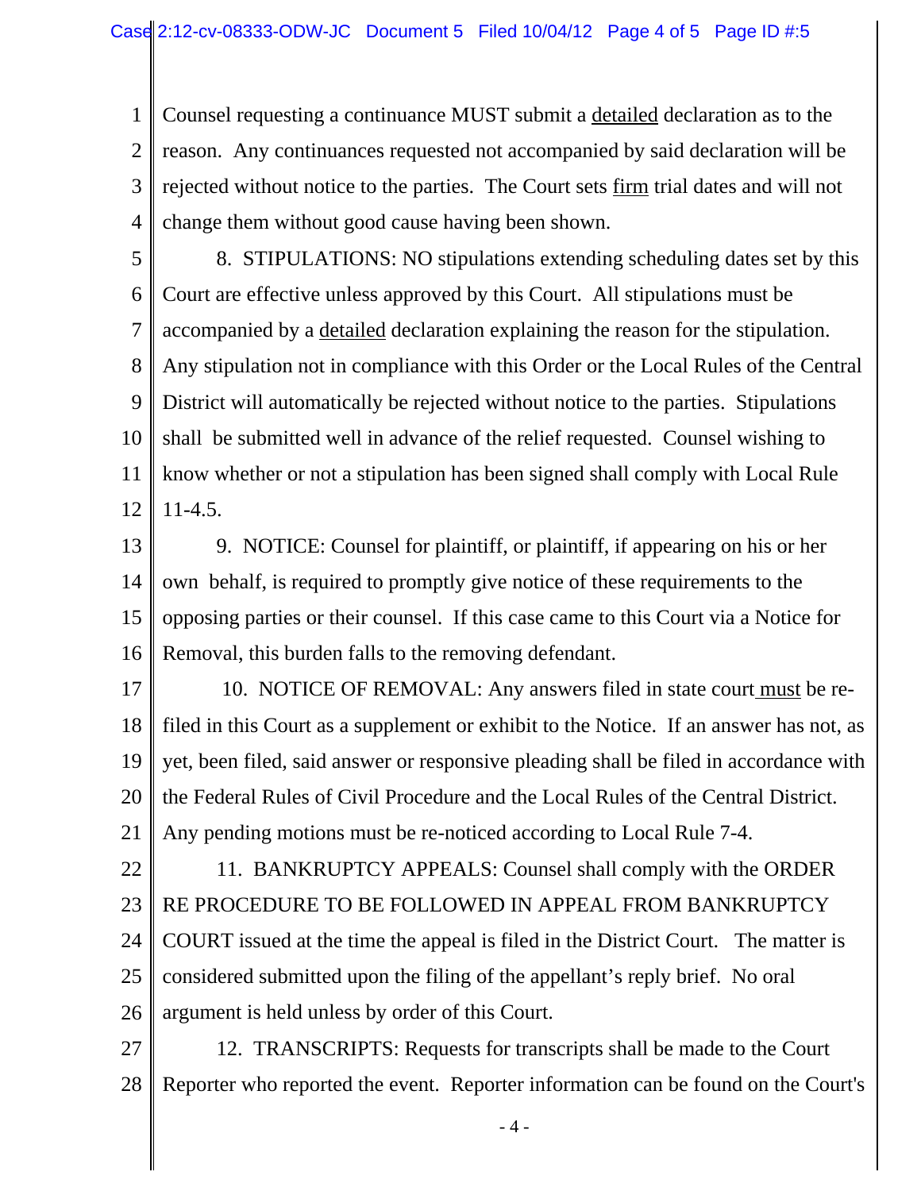Counsel requesting a continuance MUST submit a detailed declaration as to the reason. Any continuances requested not accompanied by said declaration will be rejected without notice to the parties. The Court sets firm trial dates and will not change them without good cause having been shown.

8. STIPULATIONS: NO stipulations extending scheduling dates set by this Court are effective unless approved by this Court. All stipulations must be accompanied by a detailed declaration explaining the reason for the stipulation. Any stipulation not in compliance with this Order or the Local Rules of the Central District will automatically be rejected without notice to the parties. Stipulations shall be submitted well in advance of the relief requested. Counsel wishing to know whether or not a stipulation has been signed shall comply with Local Rule 11-4.5.

9. NOTICE: Counsel for plaintiff, or plaintiff, if appearing on his or her own behalf, is required to promptly give notice of these requirements to the opposing parties or their counsel. If this case came to this Court via a Notice for Removal, this burden falls to the removing defendant.

10. NOTICE OF REMOVAL: Any answers filed in state court must be re-filed in this Court as a supplement or exhibit to the Notice. If an answer has not, as yet, been filed, said answer or responsive pleading shall be filed in accordance with the Federal Rules of Civil Procedure and the Local Rules of the Central District. Any pending motions must be re-noticed according to Local Rule 7-4.

11. BANKRUPTCY APPEALS: Counsel shall comply with the ORDER RE PROCEDURE TO BE FOLLOWED IN APPEAL FROM BANKRUPTCY COURT issued at the time the appeal is filed in the District Court. The matter is considered submitted upon the filing of the appellant's reply brief. No oral argument is held unless by order of this Court.

12. TRANSCRIPTS: Requests for transcripts shall be made to the Court Reporter who reported the event. Reporter information can be found on the Court's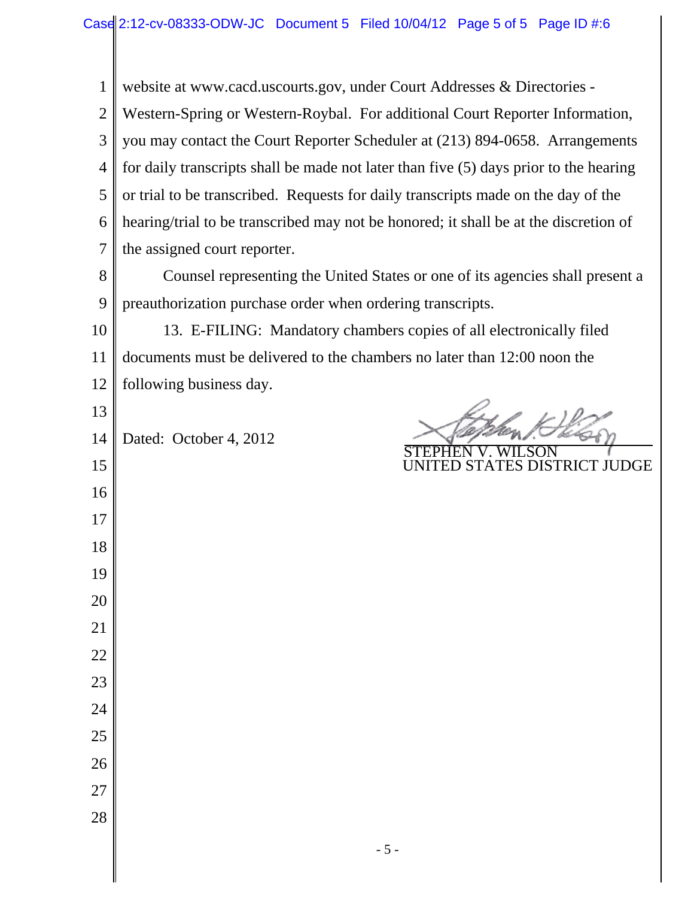website at www.cacd.uscourts.gov, under Court Addresses & Directories - Western-Spring or Western-Roybal. For additional Court Reporter Information, you may contact the Court Reporter Scheduler at (213) 894-0658. Arrangements for daily transcripts shall be made not later than five (5) days prior to the hearing or trial to be transcribed. Requests for daily transcripts made on the day of the hearing/trial to be transcribed may not be honored; it shall be at the discretion of the assigned court reporter.

Counsel representing the United States or one of its agencies shall present a preauthorization purchase order when ordering transcripts.

13. E-FILING: Mandatory chambers copies of all electronically filed documents must be delivered to the chambers no later than 12:00 noon the following business day.

Dated: October 4, 2012

STEPHEN V. WILSON
UNITED STATES DISTRICT JUDGE